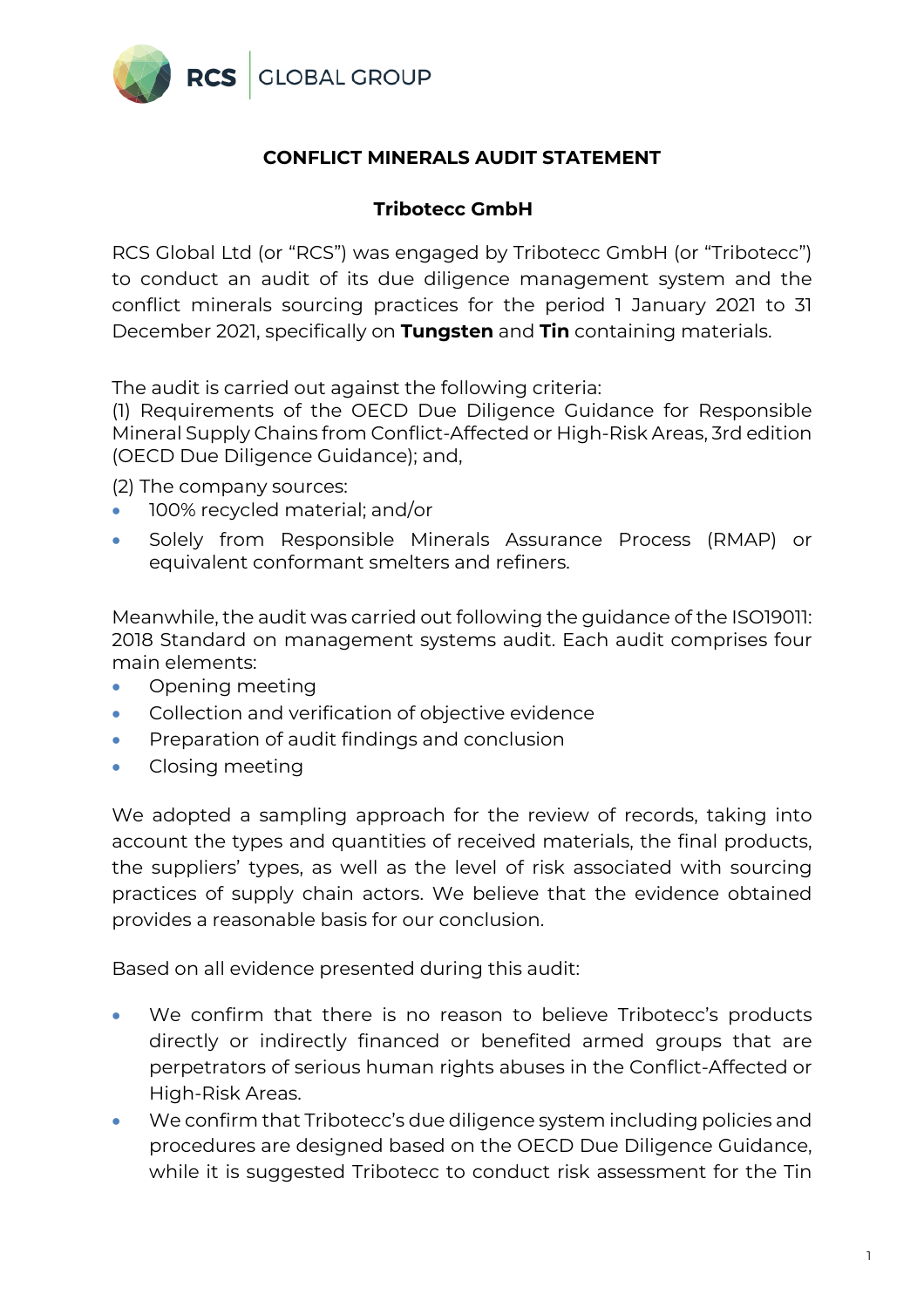# CONFLICT MINERALS AUDIT STATEMENT

## Tribotecc GmbH

RCS Global Ltd (or "RCS") was engaged by Tribotecc GmbH (or "Tribotecc") to conduct an audit of its due diligence management system and the conflict minerals sourcing practices for the period 1 January 2021 to 31 December 2021, specifically on **Tungsten** and **Tin** containing materials.

The audit is carried out against the following criteria:
(1) Requirements of the OECD Due Diligence Guidance for Responsible Mineral Supply Chains from Conflict-Affected or High-Risk Areas, 3rd edition (OECD Due Diligence Guidance); and,

(2) The company sources:

- 100% recycled material; and/or
- Solely from Responsible Minerals Assurance Process (RMAP) or equivalent conformant smelters and refiners.

Meanwhile, the audit was carried out following the guidance of the ISO19011: 2018 Standard on management systems audit. Each audit comprises four main elements:

- Opening meeting
- Collection and verification of objective evidence
- Preparation of audit findings and conclusion
- Closing meeting

We adopted a sampling approach for the review of records, taking into account the types and quantities of received materials, the final products, the suppliers' types, as well as the level of risk associated with sourcing practices of supply chain actors. We believe that the evidence obtained provides a reasonable basis for our conclusion.

Based on all evidence presented during this audit:

- We confirm that there is no reason to believe Tribotecc's products directly or indirectly financed or benefited armed groups that are perpetrators of serious human rights abuses in the Conflict-Affected or High-Risk Areas.
- We confirm that Tribotecc's due diligence system including policies and procedures are designed based on the OECD Due Diligence Guidance, while it is suggested Tribotecc to conduct risk assessment for the Tin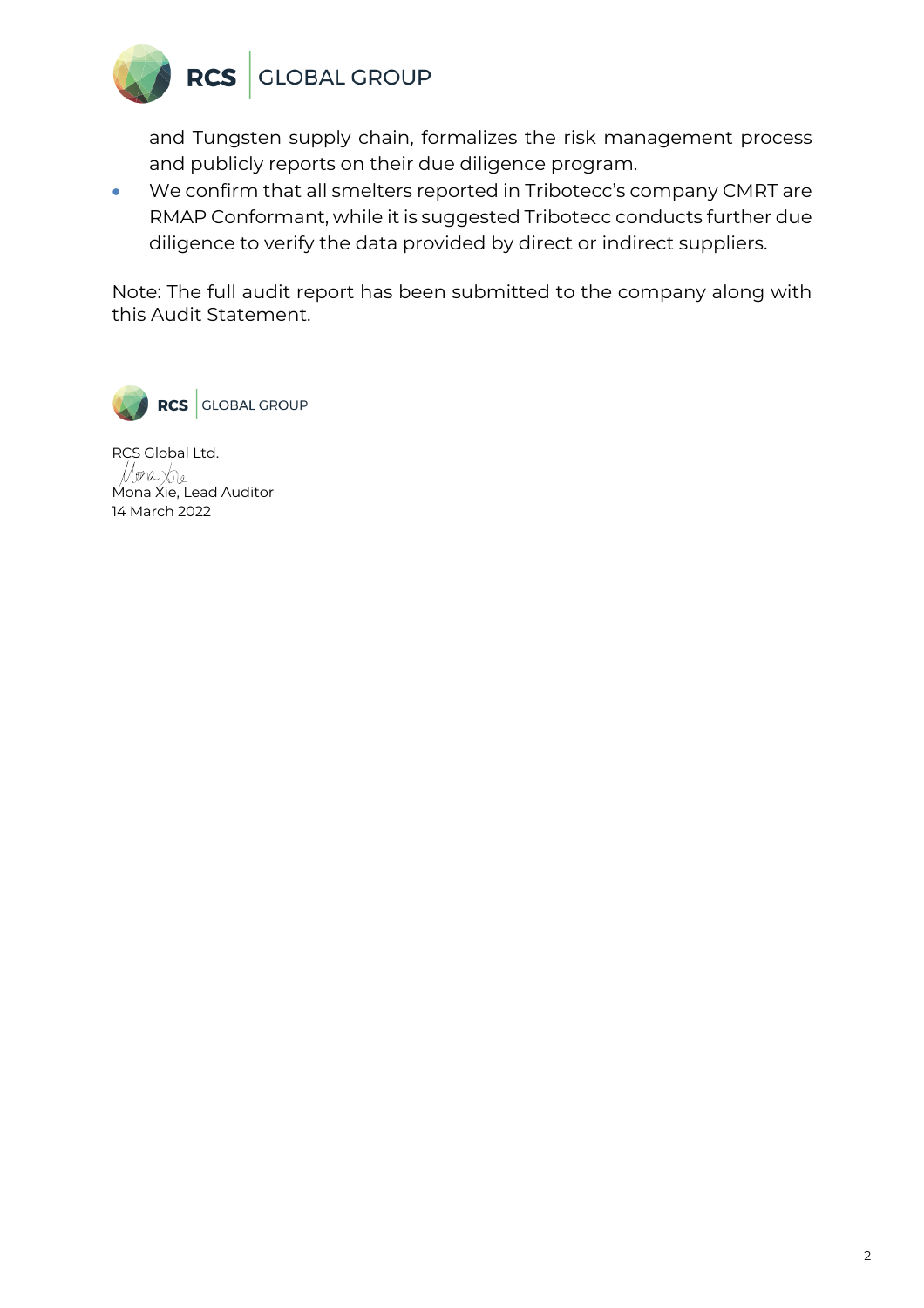and Tungsten supply chain, formalizes the risk management process and publicly reports on their due diligence program.

- We confirm that all smelters reported in Tribotecc's company CMRT are RMAP Conformant, while it is suggested Tribotecc conducts further due diligence to verify the data provided by direct or indirect suppliers.

Note: The full audit report has been submitted to the company along with this Audit Statement.

RCS Global Ltd.
Mona Xie, Lead Auditor
14 March 2022